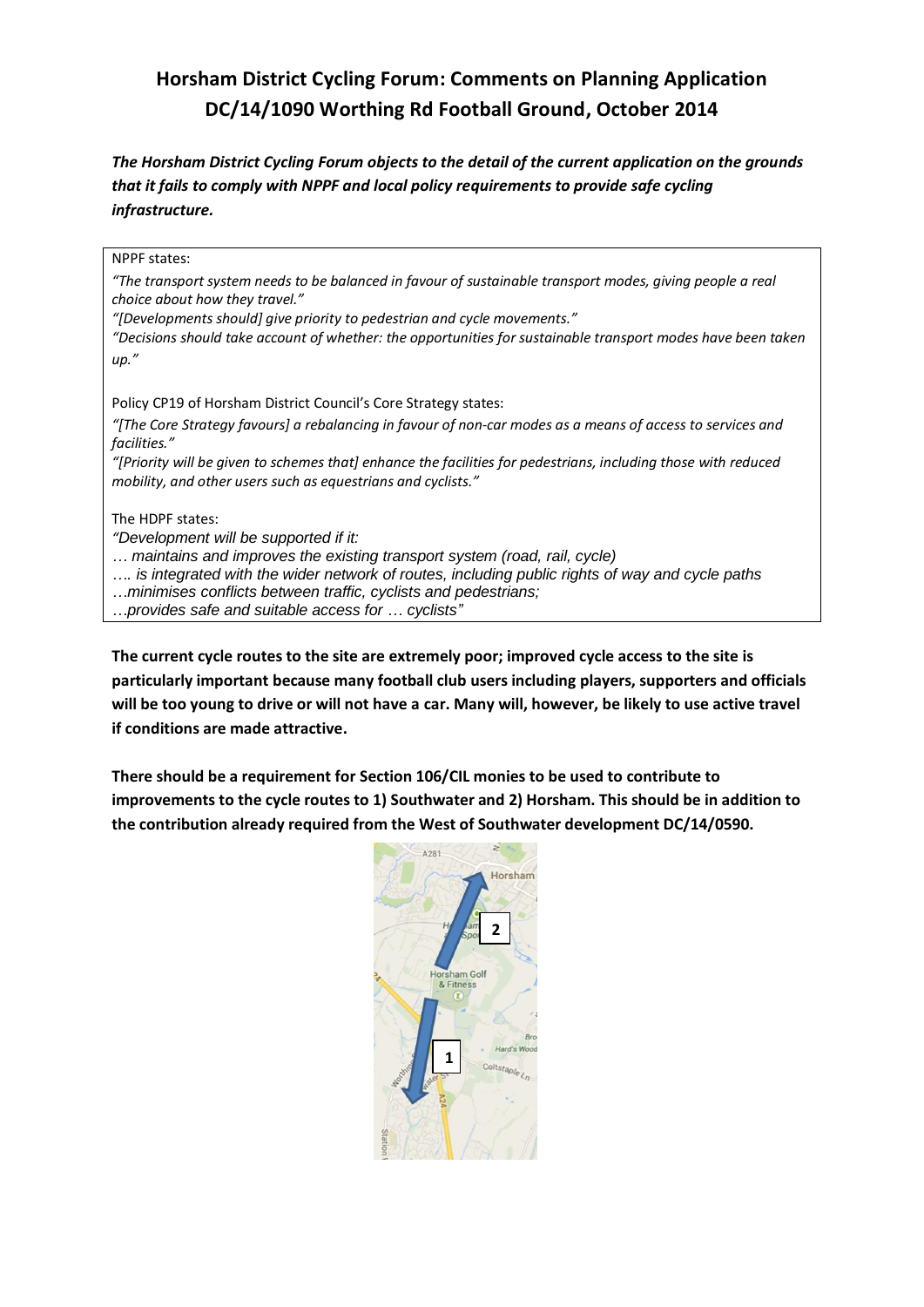# Horsham District Cycling Forum: Comments on Planning Application DC/14/1090 Worthing Rd Football Ground, October 2014

***The Horsham District Cycling Forum objects to the detail of the current application on the grounds that it fails to comply with NPPF and local policy requirements to provide safe cycling infrastructure.***

NPPF states:

*"The transport system needs to be balanced in favour of sustainable transport modes, giving people a real choice about how they travel."*

*"[Developments should] give priority to pedestrian and cycle movements."*

*"Decisions should take account of whether: the opportunities for sustainable transport modes have been taken up."*

Policy CP19 of Horsham District Council's Core Strategy states:

*"[The Core Strategy favours] a rebalancing in favour of non-car modes as a means of access to services and facilities."*

*"[Priority will be given to schemes that] enhance the facilities for pedestrians, including those with reduced mobility, and other users such as equestrians and cyclists."*

The HDPF states:

*"Development will be supported if it:*

*… maintains and improves the existing transport system (road, rail, cycle)*

*…. is integrated with the wider network of routes, including public rights of way and cycle paths*

*…minimises conflicts between traffic, cyclists and pedestrians;*

*…provides safe and suitable access for … cyclists"*

**The current cycle routes to the site are extremely poor; improved cycle access to the site is particularly important because many football club users including players, supporters and officials will be too young to drive or will not have a car. Many will, however, be likely to use active travel if conditions are made attractive.**

**There should be a requirement for Section 106/CIL monies to be used to contribute to improvements to the cycle routes to 1) Southwater and 2) Horsham. This should be in addition to the contribution already required from the West of Southwater development DC/14/0590.**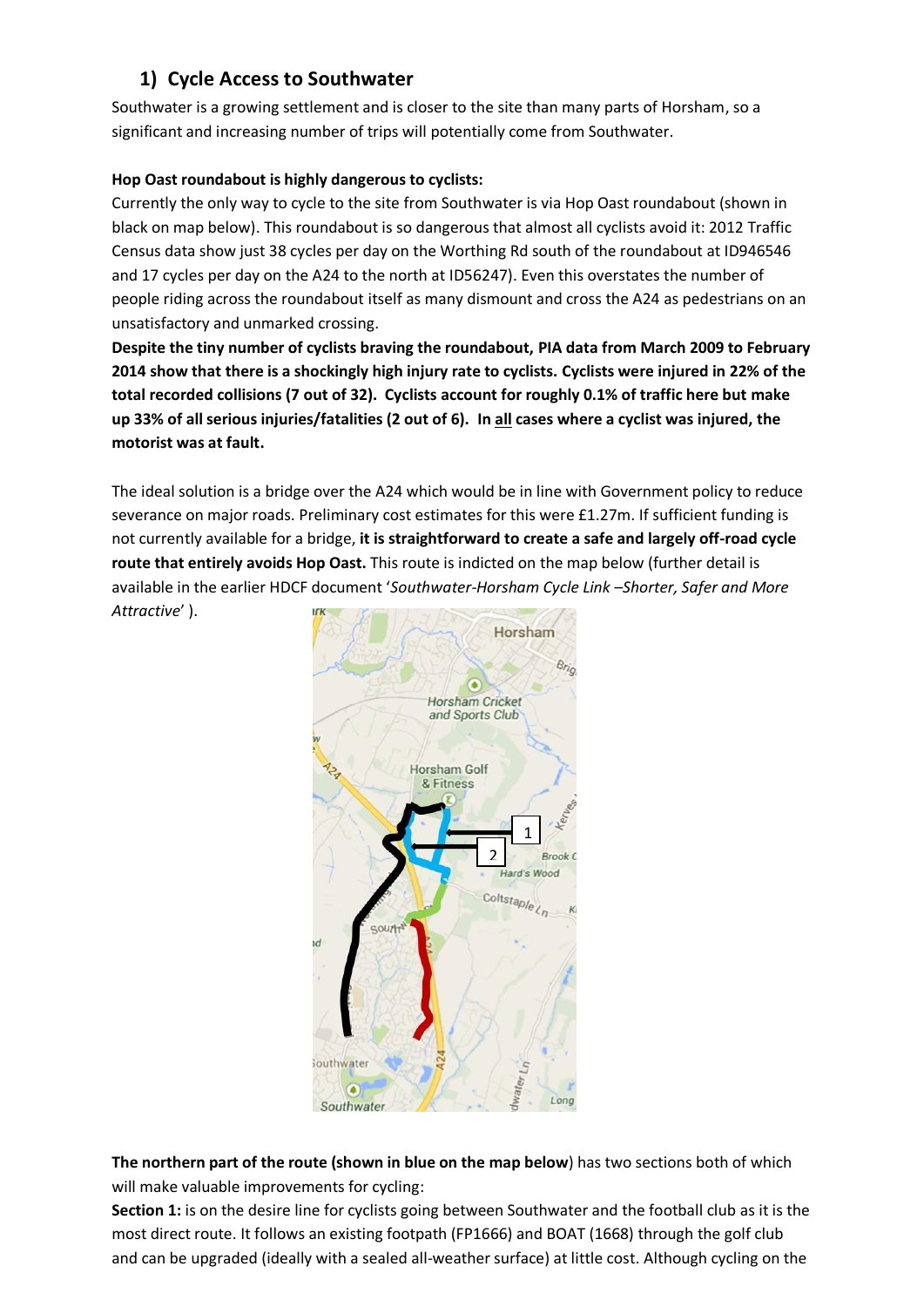## 1) Cycle Access to Southwater

Southwater is a growing settlement and is closer to the site than many parts of Horsham, so a significant and increasing number of trips will potentially come from Southwater.

**Hop Oast roundabout is highly dangerous to cyclists:**

Currently the only way to cycle to the site from Southwater is via Hop Oast roundabout (shown in black on map below). This roundabout is so dangerous that almost all cyclists avoid it: 2012 Traffic Census data show just 38 cycles per day on the Worthing Rd south of the roundabout at ID946546 and 17 cycles per day on the A24 to the north at ID56247). Even this overstates the number of people riding across the roundabout itself as many dismount and cross the A24 as pedestrians on an unsatisfactory and unmarked crossing.

**Despite the tiny number of cyclists braving the roundabout, PIA data from March 2009 to February 2014 show that there is a shockingly high injury rate to cyclists. Cyclists were injured in 22% of the total recorded collisions (7 out of 32). Cyclists account for roughly 0.1% of traffic here but make up 33% of all serious injuries/fatalities (2 out of 6). In <u>all</u> cases where a cyclist was injured, the motorist was at fault.**

The ideal solution is a bridge over the A24 which would be in line with Government policy to reduce severance on major roads. Preliminary cost estimates for this were £1.27m. If sufficient funding is not currently available for a bridge, **it is straightforward to create a safe and largely off-road cycle route that entirely avoids Hop Oast.** This route is indicted on the map below (further detail is available in the earlier HDCF document '*Southwater-Horsham Cycle Link –Shorter, Safer and More Attractive*' ).

**The northern part of the route (shown in blue on the map below**) has two sections both of which will make valuable improvements for cycling:

**Section 1:** is on the desire line for cyclists going between Southwater and the football club as it is the most direct route. It follows an existing footpath (FP1666) and BOAT (1668) through the golf club and can be upgraded (ideally with a sealed all-weather surface) at little cost. Although cycling on the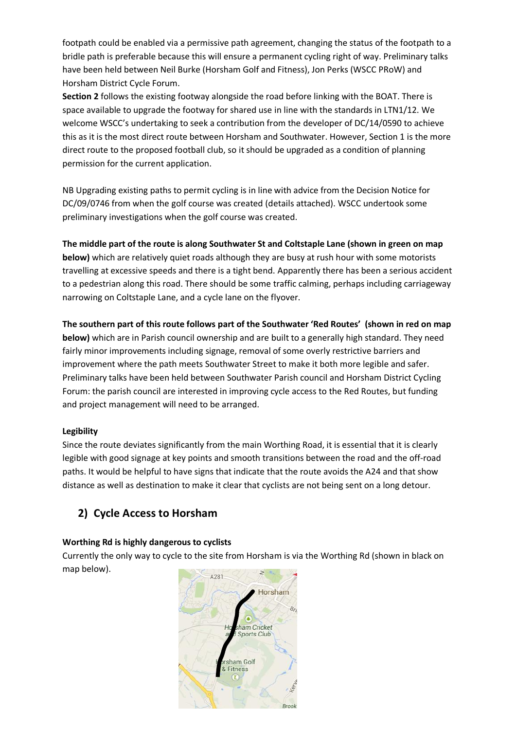footpath could be enabled via a permissive path agreement, changing the status of the footpath to a bridle path is preferable because this will ensure a permanent cycling right of way. Preliminary talks have been held between Neil Burke (Horsham Golf and Fitness), Jon Perks (WSCC PRoW) and Horsham District Cycle Forum.

**Section 2** follows the existing footway alongside the road before linking with the BOAT. There is space available to upgrade the footway for shared use in line with the standards in LTN1/12. We welcome WSCC's undertaking to seek a contribution from the developer of DC/14/0590 to achieve this as it is the most direct route between Horsham and Southwater. However, Section 1 is the more direct route to the proposed football club, so it should be upgraded as a condition of planning permission for the current application.

NB Upgrading existing paths to permit cycling is in line with advice from the Decision Notice for DC/09/0746 from when the golf course was created (details attached). WSCC undertook some preliminary investigations when the golf course was created.

**The middle part of the route is along Southwater St and Coltstaple Lane (shown in green on map below)** which are relatively quiet roads although they are busy at rush hour with some motorists travelling at excessive speeds and there is a tight bend. Apparently there has been a serious accident to a pedestrian along this road. There should be some traffic calming, perhaps including carriageway narrowing on Coltstaple Lane, and a cycle lane on the flyover.

**The southern part of this route follows part of the Southwater 'Red Routes' (shown in red on map below)** which are in Parish council ownership and are built to a generally high standard. They need fairly minor improvements including signage, removal of some overly restrictive barriers and improvement where the path meets Southwater Street to make it both more legible and safer. Preliminary talks have been held between Southwater Parish council and Horsham District Cycling Forum: the parish council are interested in improving cycle access to the Red Routes, but funding and project management will need to be arranged.

**Legibility**

Since the route deviates significantly from the main Worthing Road, it is essential that it is clearly legible with good signage at key points and smooth transitions between the road and the off-road paths. It would be helpful to have signs that indicate that the route avoids the A24 and that show distance as well as destination to make it clear that cyclists are not being sent on a long detour.

## 2) Cycle Access to Horsham

**Worthing Rd is highly dangerous to cyclists**

Currently the only way to cycle to the site from Horsham is via the Worthing Rd (shown in black on map below).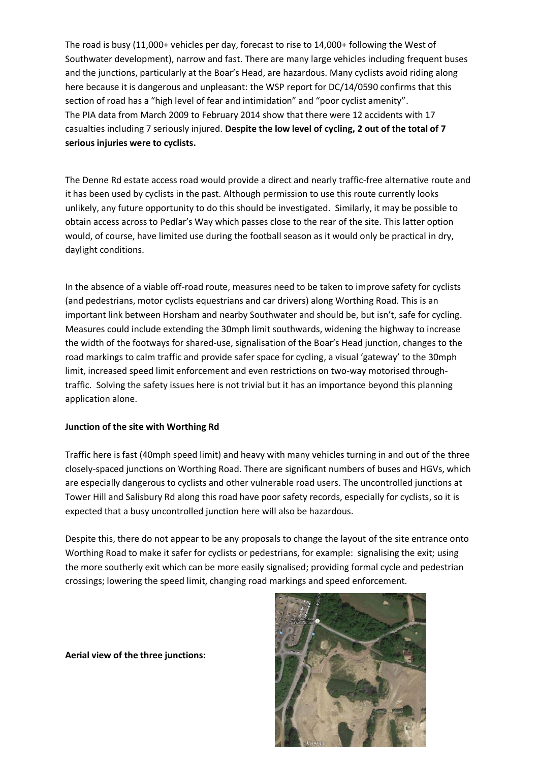The road is busy (11,000+ vehicles per day, forecast to rise to 14,000+ following the West of Southwater development), narrow and fast. There are many large vehicles including frequent buses and the junctions, particularly at the Boar's Head, are hazardous. Many cyclists avoid riding along here because it is dangerous and unpleasant: the WSP report for DC/14/0590 confirms that this section of road has a "high level of fear and intimidation" and "poor cyclist amenity".
The PIA data from March 2009 to February 2014 show that there were 12 accidents with 17 casualties including 7 seriously injured. **Despite the low level of cycling, 2 out of the total of 7 serious injuries were to cyclists.**

The Denne Rd estate access road would provide a direct and nearly traffic-free alternative route and it has been used by cyclists in the past. Although permission to use this route currently looks unlikely, any future opportunity to do this should be investigated. Similarly, it may be possible to obtain access across to Pedlar's Way which passes close to the rear of the site. This latter option would, of course, have limited use during the football season as it would only be practical in dry, daylight conditions.

In the absence of a viable off-road route, measures need to be taken to improve safety for cyclists (and pedestrians, motor cyclists equestrians and car drivers) along Worthing Road. This is an important link between Horsham and nearby Southwater and should be, but isn't, safe for cycling. Measures could include extending the 30mph limit southwards, widening the highway to increase the width of the footways for shared-use, signalisation of the Boar's Head junction, changes to the road markings to calm traffic and provide safer space for cycling, a visual 'gateway' to the 30mph limit, increased speed limit enforcement and even restrictions on two-way motorised through-traffic. Solving the safety issues here is not trivial but it has an importance beyond this planning application alone.

**Junction of the site with Worthing Rd**

Traffic here is fast (40mph speed limit) and heavy with many vehicles turning in and out of the three closely-spaced junctions on Worthing Road. There are significant numbers of buses and HGVs, which are especially dangerous to cyclists and other vulnerable road users. The uncontrolled junctions at Tower Hill and Salisbury Rd along this road have poor safety records, especially for cyclists, so it is expected that a busy uncontrolled junction here will also be hazardous.

Despite this, there do not appear to be any proposals to change the layout of the site entrance onto Worthing Road to make it safer for cyclists or pedestrians, for example: signalising the exit; using the more southerly exit which can be more easily signalised; providing formal cycle and pedestrian crossings; lowering the speed limit, changing road markings and speed enforcement.

**Aerial view of the three junctions:**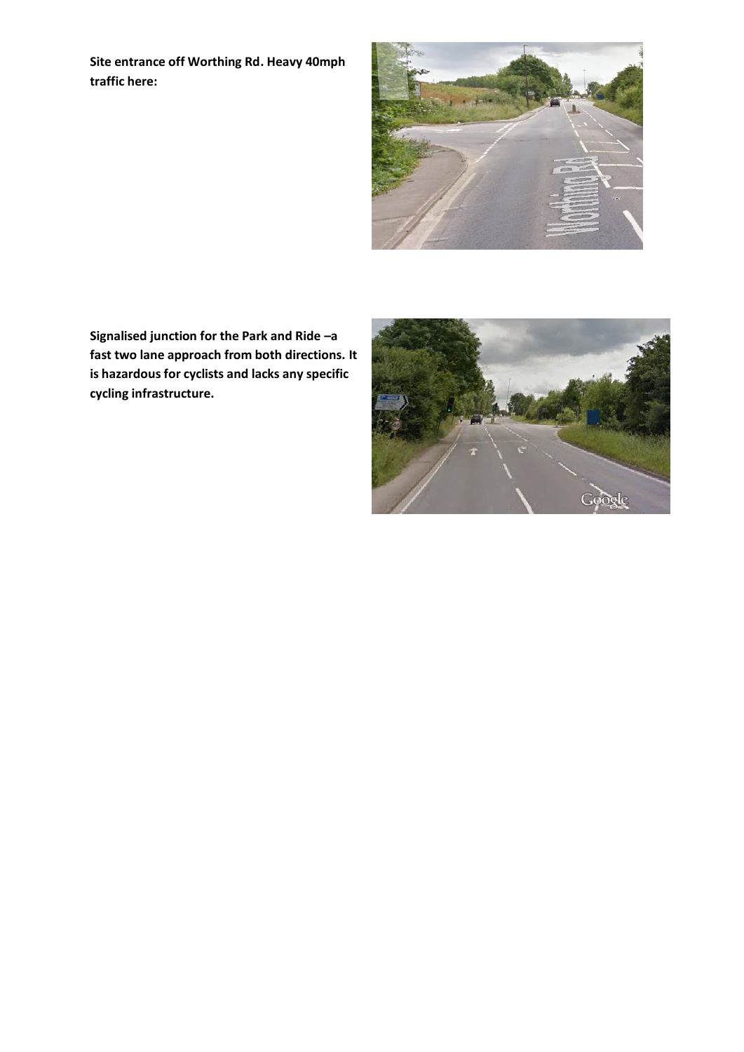**Site entrance off Worthing Rd. Heavy 40mph traffic here:**

**Signalised junction for the Park and Ride –a fast two lane approach from both directions. It is hazardous for cyclists and lacks any specific cycling infrastructure.**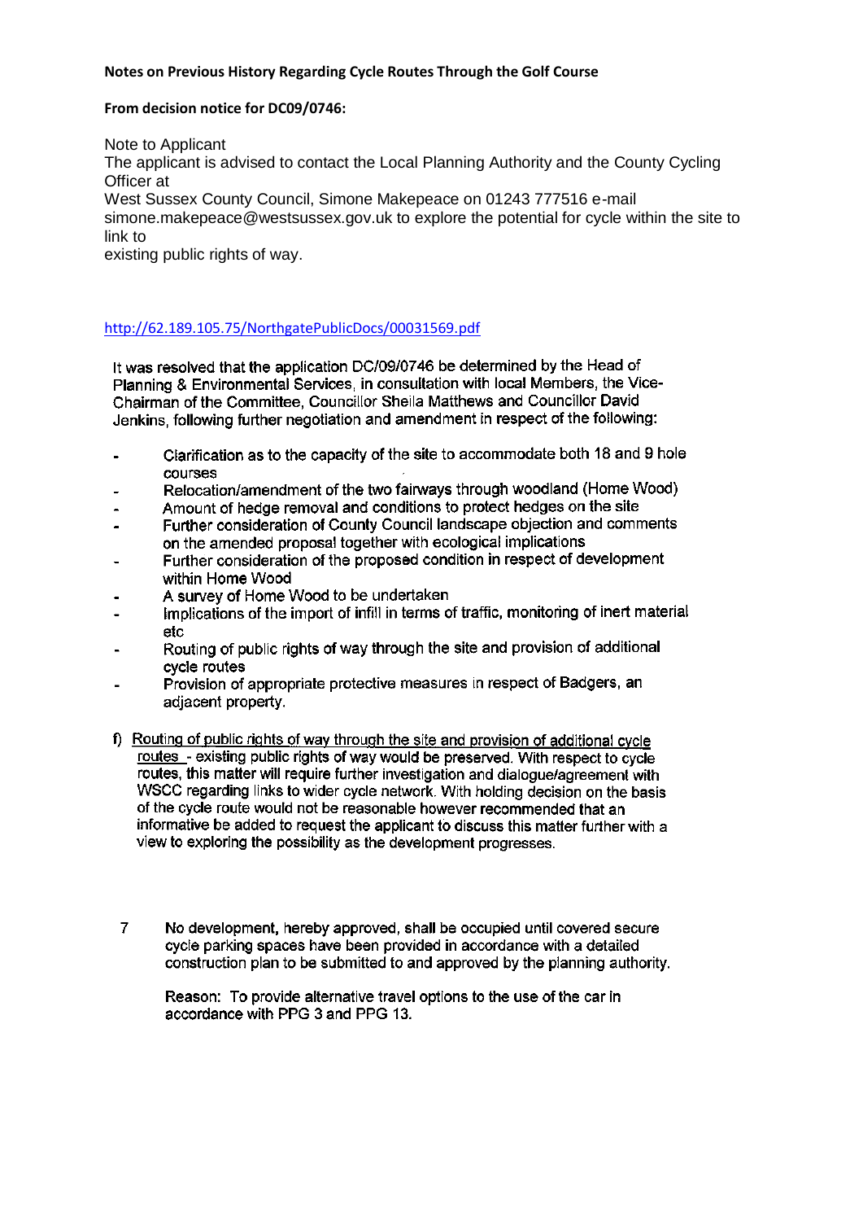**Notes on Previous History Regarding Cycle Routes Through the Golf Course**

**From decision notice for DC09/0746:**

Note to Applicant
The applicant is advised to contact the Local Planning Authority and the County Cycling Officer at
West Sussex County Council, Simone Makepeace on 01243 777516 e-mail simone.makepeace@westsussex.gov.uk to explore the potential for cycle within the site to link to
existing public rights of way.

http://62.189.105.75/NorthgatePublicDocs/00031569.pdf

It was resolved that the application DC/09/0746 be determined by the Head of Planning & Environmental Services, in consultation with local Members, the Vice-Chairman of the Committee, Councillor Sheila Matthews and Councillor David Jenkins, following further negotiation and amendment in respect of the following:

- Clarification as to the capacity of the site to accommodate both 18 and 9 hole courses
- Relocation/amendment of the two fairways through woodland (Home Wood)
- Amount of hedge removal and conditions to protect hedges on the site
- Further consideration of County Council landscape objection and comments on the amended proposal together with ecological implications
- Further consideration of the proposed condition in respect of development within Home Wood
- A survey of Home Wood to be undertaken
- Implications of the import of infill in terms of traffic, monitoring of inert material etc
- Routing of public rights of way through the site and provision of additional cycle routes
- Provision of appropriate protective measures in respect of Badgers, an adjacent property.

f) Routing of public rights of way through the site and provision of additional cycle routes - existing public rights of way would be preserved. With respect to cycle routes, this matter will require further investigation and dialogue/agreement with WSCC regarding links to wider cycle network. With holding decision on the basis of the cycle route would not be reasonable however recommended that an informative be added to request the applicant to discuss this matter further with a view to exploring the possibility as the development progresses.

7 No development, hereby approved, shall be occupied until covered secure cycle parking spaces have been provided in accordance with a detailed construction plan to be submitted to and approved by the planning authority.

Reason: To provide alternative travel options to the use of the car in accordance with PPG 3 and PPG 13.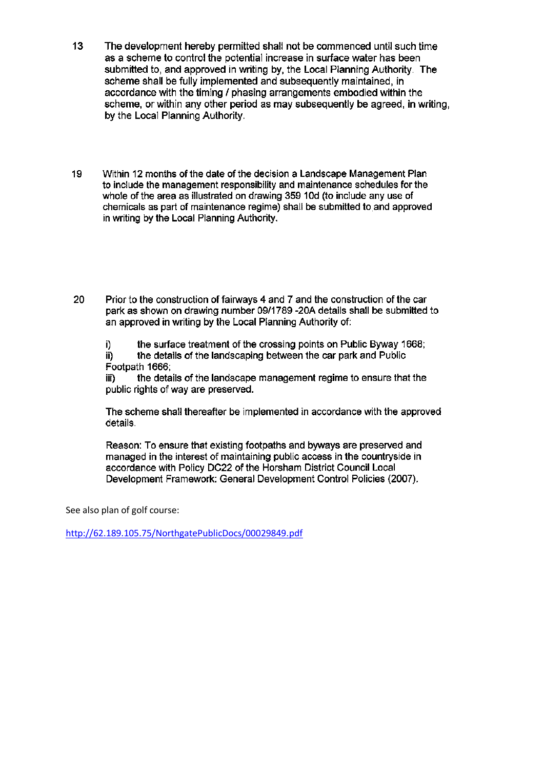13 The development hereby permitted shall not be commenced until such time as a scheme to control the potential increase in surface water has been submitted to, and approved in writing by, the Local Planning Authority. The scheme shall be fully implemented and subsequently maintained, in accordance with the timing / phasing arrangements embodied within the scheme, or within any other period as may subsequently be agreed, in writing, by the Local Planning Authority.

19 Within 12 months of the date of the decision a Landscape Management Plan to include the management responsibility and maintenance schedules for the whole of the area as illustrated on drawing 359 10d (to include any use of chemicals as part of maintenance regime) shall be submitted to and approved in writing by the Local Planning Authority.

20 Prior to the construction of fairways 4 and 7 and the construction of the car park as shown on drawing number 09/1789 -20A details shall be submitted to an approved in writing by the Local Planning Authority of:

i) the surface treatment of the crossing points on Public Byway 1668;
ii) the details of the landscaping between the car park and Public Footpath 1666;
iii) the details of the landscape management regime to ensure that the public rights of way are preserved.

The scheme shall thereafter be implemented in accordance with the approved details.

Reason: To ensure that existing footpaths and byways are preserved and managed in the interest of maintaining public access in the countryside in accordance with Policy DC22 of the Horsham District Council Local Development Framework: General Development Control Policies (2007).

See also plan of golf course:

http://62.189.105.75/NorthgatePublicDocs/00029849.pdf